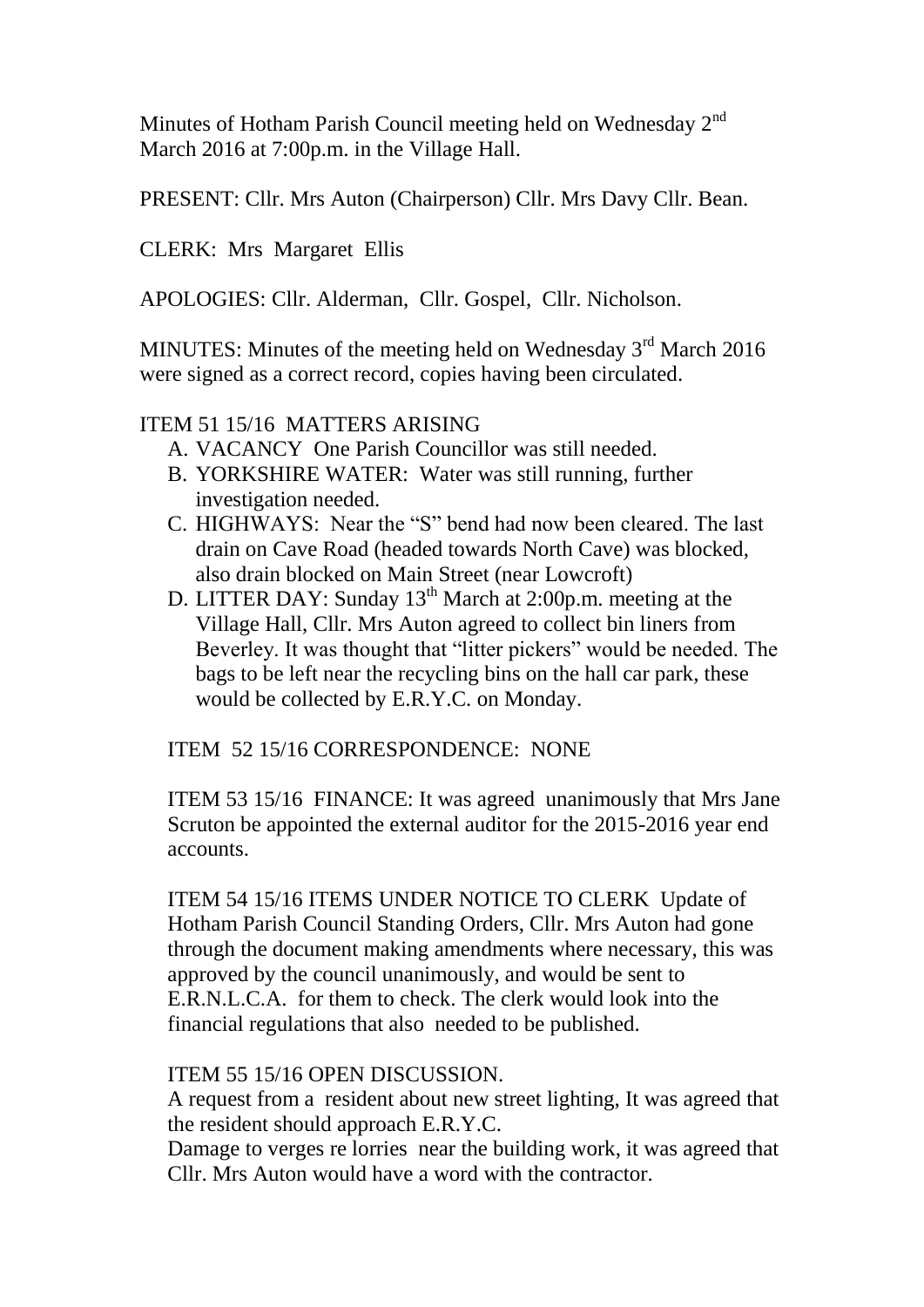Minutes of Hotham Parish Council meeting held on Wednesday 2nd March 2016 at 7:00p.m. in the Village Hall.

PRESENT: Cllr. Mrs Auton (Chairperson) Cllr. Mrs Davy Cllr. Bean.

CLERK: Mrs Margaret Ellis

APOLOGIES: Cllr. Alderman, Cllr. Gospel, Cllr. Nicholson.

MINUTES: Minutes of the meeting held on Wednesday 3rd March 2016 were signed as a correct record, copies having been circulated.

ITEM 51 15/16 MATTERS ARISING

A. VACANCY One Parish Councillor was still needed.
B. YORKSHIRE WATER: Water was still running, further investigation needed.
C. HIGHWAYS: Near the "S" bend had now been cleared. The last drain on Cave Road (headed towards North Cave) was blocked, also drain blocked on Main Street (near Lowcroft)
D. LITTER DAY: Sunday 13th March at 2:00p.m. meeting at the Village Hall, Cllr. Mrs Auton agreed to collect bin liners from Beverley. It was thought that "litter pickers" would be needed. The bags to be left near the recycling bins on the hall car park, these would be collected by E.R.Y.C. on Monday.

ITEM 52 15/16 CORRESPONDENCE: NONE

ITEM 53 15/16 FINANCE: It was agreed unanimously that Mrs Jane Scruton be appointed the external auditor for the 2015-2016 year end accounts.

ITEM 54 15/16 ITEMS UNDER NOTICE TO CLERK Update of Hotham Parish Council Standing Orders, Cllr. Mrs Auton had gone through the document making amendments where necessary, this was approved by the council unanimously, and would be sent to E.R.N.L.C.A. for them to check. The clerk would look into the financial regulations that also needed to be published.

ITEM 55 15/16 OPEN DISCUSSION.

A request from a resident about new street lighting, It was agreed that the resident should approach E.R.Y.C.

Damage to verges re lorries near the building work, it was agreed that Cllr. Mrs Auton would have a word with the contractor.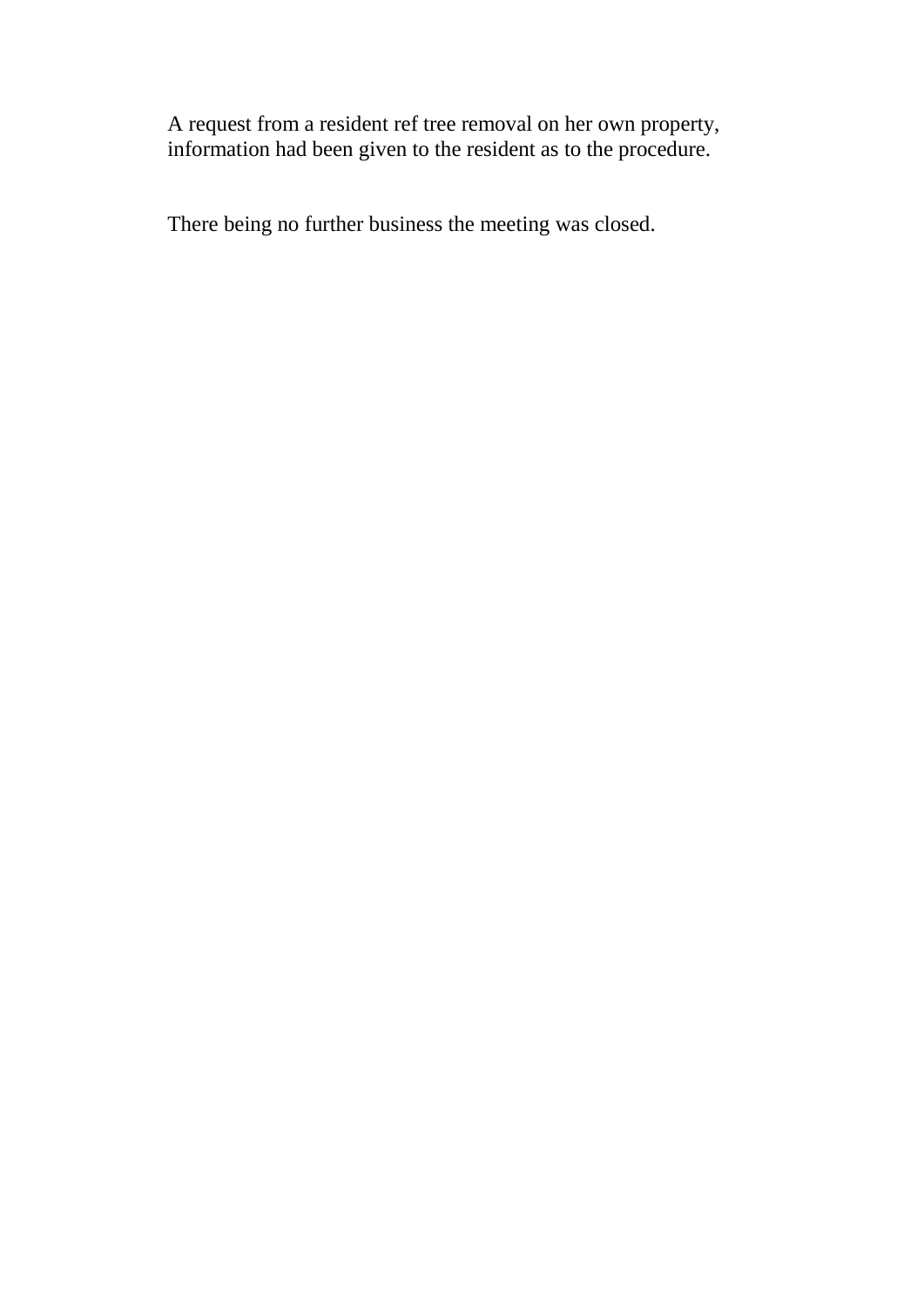A request from a resident ref tree removal on her own property, information had been given to the resident as to the procedure.

There being no further business the meeting was closed.